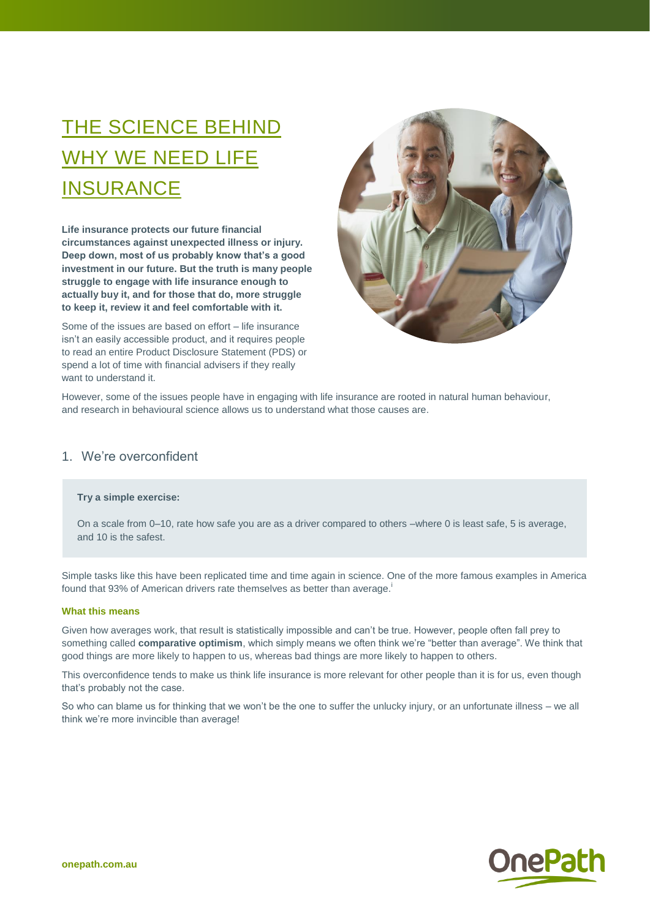# THE SCIENCE BEHIND WHY WE NEED LIFE INSURANCE

**Life insurance protects our future financial circumstances against unexpected illness or injury. Deep down, most of us probably know that's a good investment in our future. But the truth is many people struggle to engage with life insurance enough to actually buy it, and for those that do, more struggle to keep it, review it and feel comfortable with it.**

Some of the issues are based on effort – life insurance isn't an easily accessible product, and it requires people to read an entire Product Disclosure Statement (PDS) or spend a lot of time with financial advisers if they really want to understand it.

However, some of the issues people have in engaging with life insurance are rooted in natural human behaviour, and research in behavioural science allows us to understand what those causes are.

## 1. We're overconfident

**Try a simple exercise:**

On a scale from 0–10, rate how safe you are as a driver compared to others –where 0 is least safe, 5 is average, and 10 is the safest.

Simple tasks like this have been replicated time and time again in science. One of the more famous examples in America found that 93% of American drivers rate themselves as better than average.[i]

### What this means

Given how averages work, that result is statistically impossible and can't be true. However, people often fall prey to something called **comparative optimism**, which simply means we often think we're "better than average". We think that good things are more likely to happen to us, whereas bad things are more likely to happen to others.

This overconfidence tends to make us think life insurance is more relevant for other people than it is for us, even though that's probably not the case.

So who can blame us for thinking that we won't be the one to suffer the unlucky injury, or an unfortunate illness – we all think we're more invincible than average!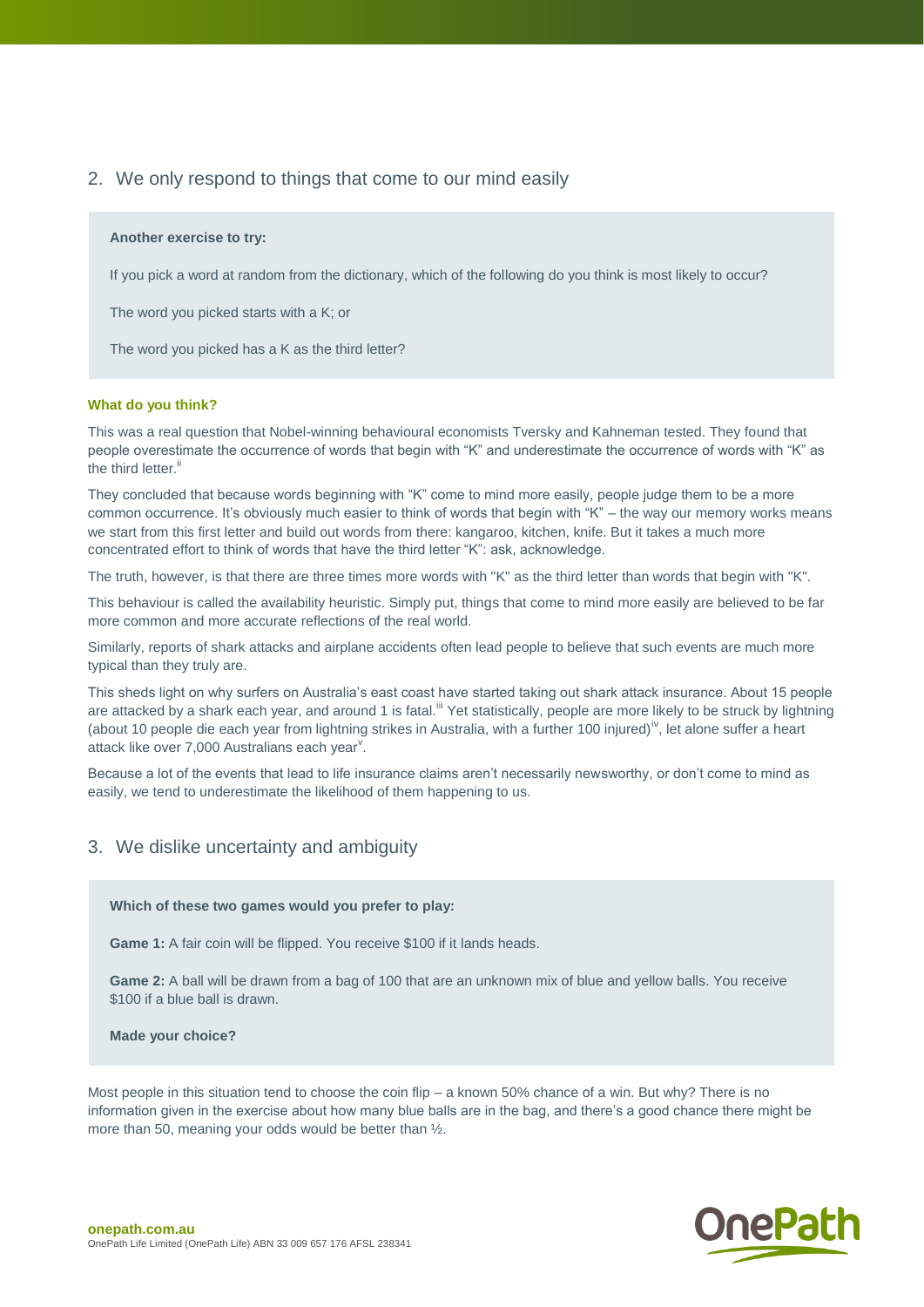## 2. We only respond to things that come to our mind easily

**Another exercise to try:**

If you pick a word at random from the dictionary, which of the following do you think is most likely to occur?

The word you picked starts with a K; or

The word you picked has a K as the third letter?

**What do you think?**

This was a real question that Nobel-winning behavioural economists Tversky and Kahneman tested. They found that people overestimate the occurrence of words that begin with "K" and underestimate the occurrence of words with "K" as the third letter.[ii]

They concluded that because words beginning with "K" come to mind more easily, people judge them to be a more common occurrence. It's obviously much easier to think of words that begin with "K" – the way our memory works means we start from this first letter and build out words from there: kangaroo, kitchen, knife. But it takes a much more concentrated effort to think of words that have the third letter "K": ask, acknowledge.

The truth, however, is that there are three times more words with "K" as the third letter than words that begin with "K".

This behaviour is called the availability heuristic. Simply put, things that come to mind more easily are believed to be far more common and more accurate reflections of the real world.

Similarly, reports of shark attacks and airplane accidents often lead people to believe that such events are much more typical than they truly are.

This sheds light on why surfers on Australia's east coast have started taking out shark attack insurance. About 15 people are attacked by a shark each year, and around 1 is fatal.[iii] Yet statistically, people are more likely to be struck by lightning (about 10 people die each year from lightning strikes in Australia, with a further 100 injured)[iv], let alone suffer a heart attack like over 7,000 Australians each year[v].

Because a lot of the events that lead to life insurance claims aren't necessarily newsworthy, or don't come to mind as easily, we tend to underestimate the likelihood of them happening to us.

## 3. We dislike uncertainty and ambiguity

**Which of these two games would you prefer to play:**

**Game 1:** A fair coin will be flipped. You receive $100 if it lands heads.

**Game 2:** A ball will be drawn from a bag of 100 that are an unknown mix of blue and yellow balls. You receive $100 if a blue ball is drawn.

**Made your choice?**

Most people in this situation tend to choose the coin flip – a known 50% chance of a win. But why? There is no information given in the exercise about how many blue balls are in the bag, and there's a good chance there might be more than 50, meaning your odds would be better than ½.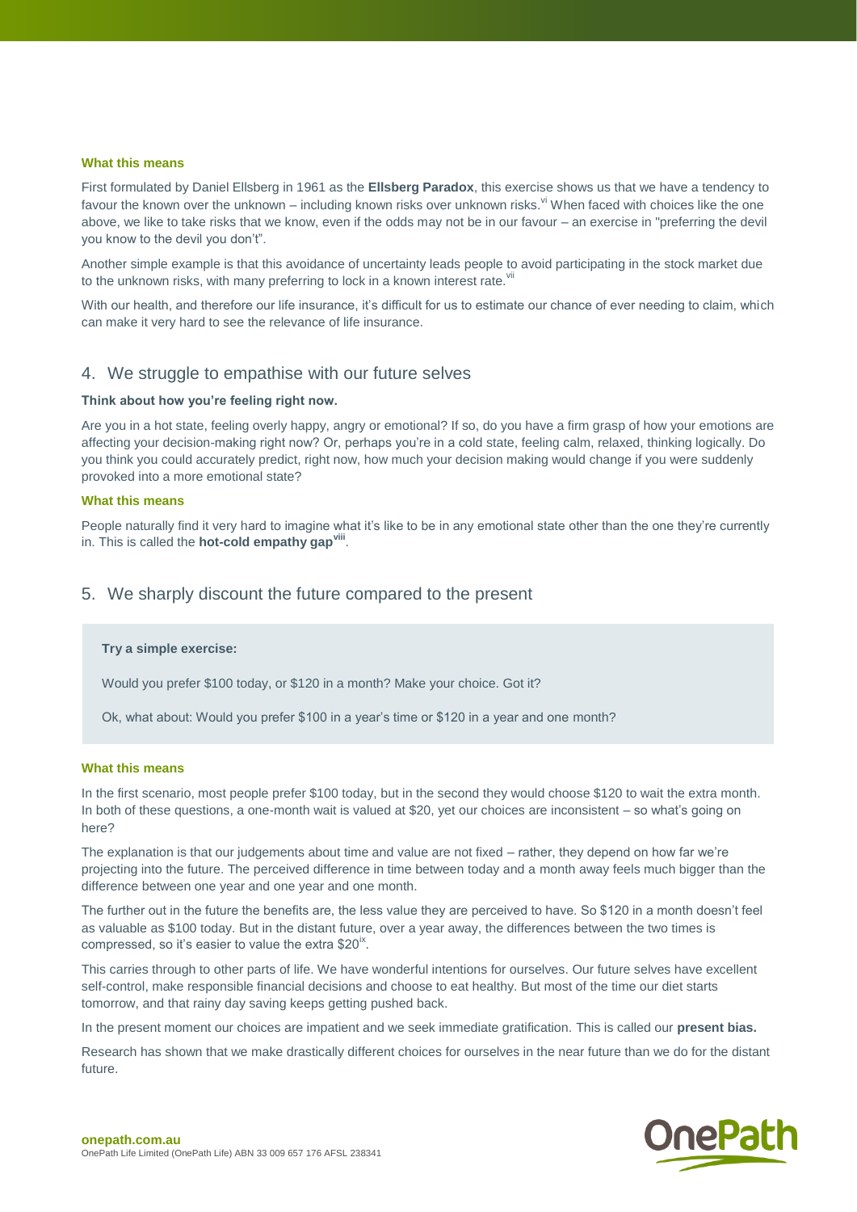#### What this means

First formulated by Daniel Ellsberg in 1961 as the **Ellsberg Paradox**, this exercise shows us that we have a tendency to favour the known over the unknown – including known risks over unknown risks.[vi] When faced with choices like the one above, we like to take risks that we know, even if the odds may not be in our favour – an exercise in "preferring the devil you know to the devil you don't".

Another simple example is that this avoidance of uncertainty leads people to avoid participating in the stock market due to the unknown risks, with many preferring to lock in a known interest rate.[vii]

With our health, and therefore our life insurance, it's difficult for us to estimate our chance of ever needing to claim, which can make it very hard to see the relevance of life insurance.

## 4. We struggle to empathise with our future selves

**Think about how you're feeling right now.**

Are you in a hot state, feeling overly happy, angry or emotional? If so, do you have a firm grasp of how your emotions are affecting your decision-making right now? Or, perhaps you're in a cold state, feeling calm, relaxed, thinking logically. Do you think you could accurately predict, right now, how much your decision making would change if you were suddenly provoked into a more emotional state?

#### What this means

People naturally find it very hard to imagine what it's like to be in any emotional state other than the one they're currently in. This is called the **hot-cold empathy gap**[viii].

## 5. We sharply discount the future compared to the present

**Try a simple exercise:**

Would you prefer $100 today, or $120 in a month? Make your choice. Got it?

Ok, what about: Would you prefer $100 in a year's time or $120 in a year and one month?

#### What this means

In the first scenario, most people prefer $100 today, but in the second they would choose $120 to wait the extra month. In both of these questions, a one-month wait is valued at $20, yet our choices are inconsistent – so what's going on here?

The explanation is that our judgements about time and value are not fixed – rather, they depend on how far we're projecting into the future. The perceived difference in time between today and a month away feels much bigger than the difference between one year and one year and one month.

The further out in the future the benefits are, the less value they are perceived to have. So $120 in a month doesn't feel as valuable as $100 today. But in the distant future, over a year away, the differences between the two times is compressed, so it's easier to value the extra $20[ix].

This carries through to other parts of life. We have wonderful intentions for ourselves. Our future selves have excellent self-control, make responsible financial decisions and choose to eat healthy. But most of the time our diet starts tomorrow, and that rainy day saving keeps getting pushed back.

In the present moment our choices are impatient and we seek immediate gratification. This is called our **present bias.**

Research has shown that we make drastically different choices for ourselves in the near future than we do for the distant future.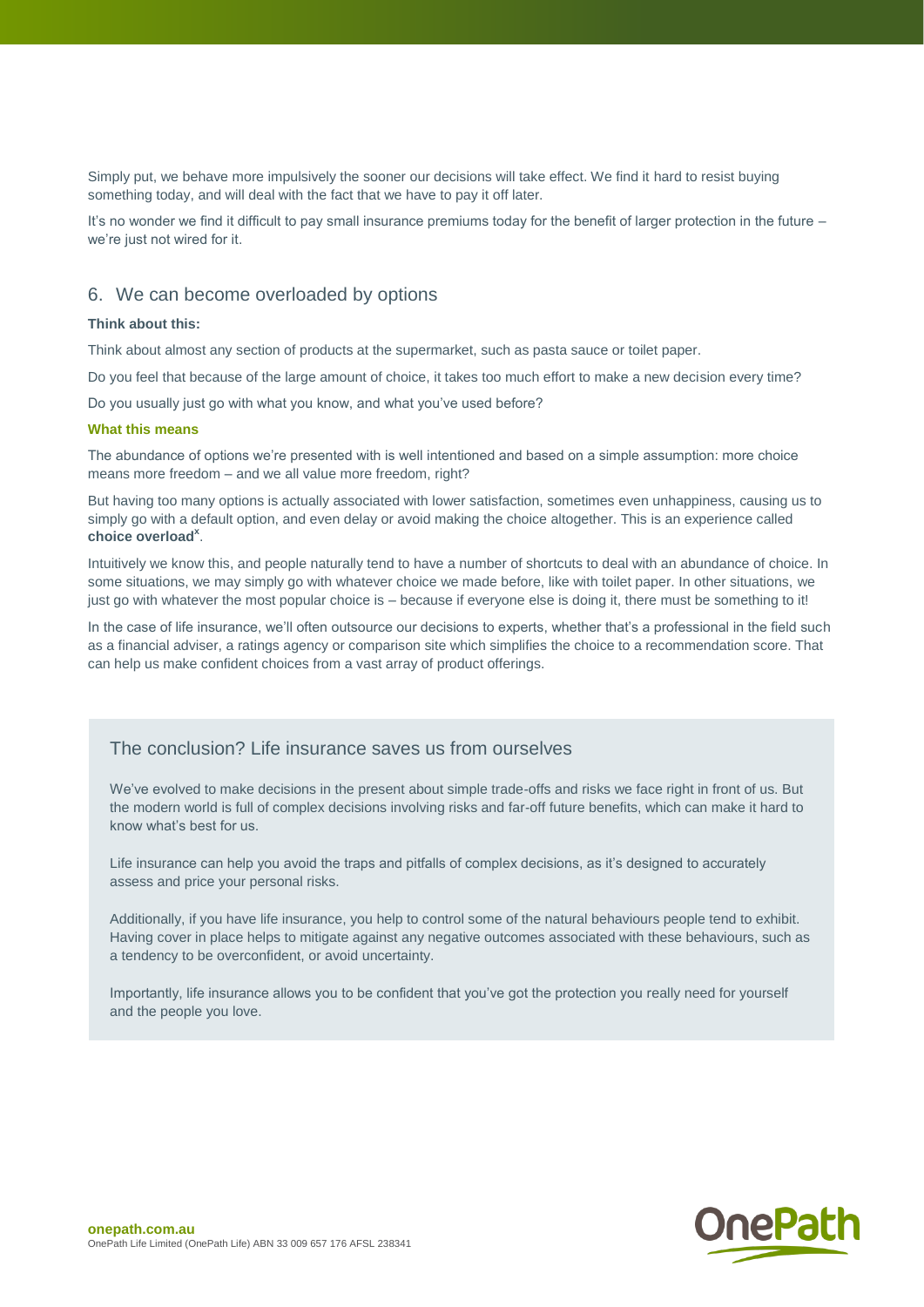Simply put, we behave more impulsively the sooner our decisions will take effect. We find it hard to resist buying something today, and will deal with the fact that we have to pay it off later.

It's no wonder we find it difficult to pay small insurance premiums today for the benefit of larger protection in the future – we're just not wired for it.

## 6. We can become overloaded by options

**Think about this:**

Think about almost any section of products at the supermarket, such as pasta sauce or toilet paper.

Do you feel that because of the large amount of choice, it takes too much effort to make a new decision every time?

Do you usually just go with what you know, and what you've used before?

**What this means**

The abundance of options we're presented with is well intentioned and based on a simple assumption: more choice means more freedom – and we all value more freedom, right?

But having too many options is actually associated with lower satisfaction, sometimes even unhappiness, causing us to simply go with a default option, and even delay or avoid making the choice altogether. This is an experience called **choice overload**[x].

Intuitively we know this, and people naturally tend to have a number of shortcuts to deal with an abundance of choice. In some situations, we may simply go with whatever choice we made before, like with toilet paper. In other situations, we just go with whatever the most popular choice is – because if everyone else is doing it, there must be something to it!

In the case of life insurance, we'll often outsource our decisions to experts, whether that's a professional in the field such as a financial adviser, a ratings agency or comparison site which simplifies the choice to a recommendation score. That can help us make confident choices from a vast array of product offerings.

## The conclusion? Life insurance saves us from ourselves

We've evolved to make decisions in the present about simple trade-offs and risks we face right in front of us. But the modern world is full of complex decisions involving risks and far-off future benefits, which can make it hard to know what's best for us.

Life insurance can help you avoid the traps and pitfalls of complex decisions, as it's designed to accurately assess and price your personal risks.

Additionally, if you have life insurance, you help to control some of the natural behaviours people tend to exhibit. Having cover in place helps to mitigate against any negative outcomes associated with these behaviours, such as a tendency to be overconfident, or avoid uncertainty.

Importantly, life insurance allows you to be confident that you've got the protection you really need for yourself and the people you love.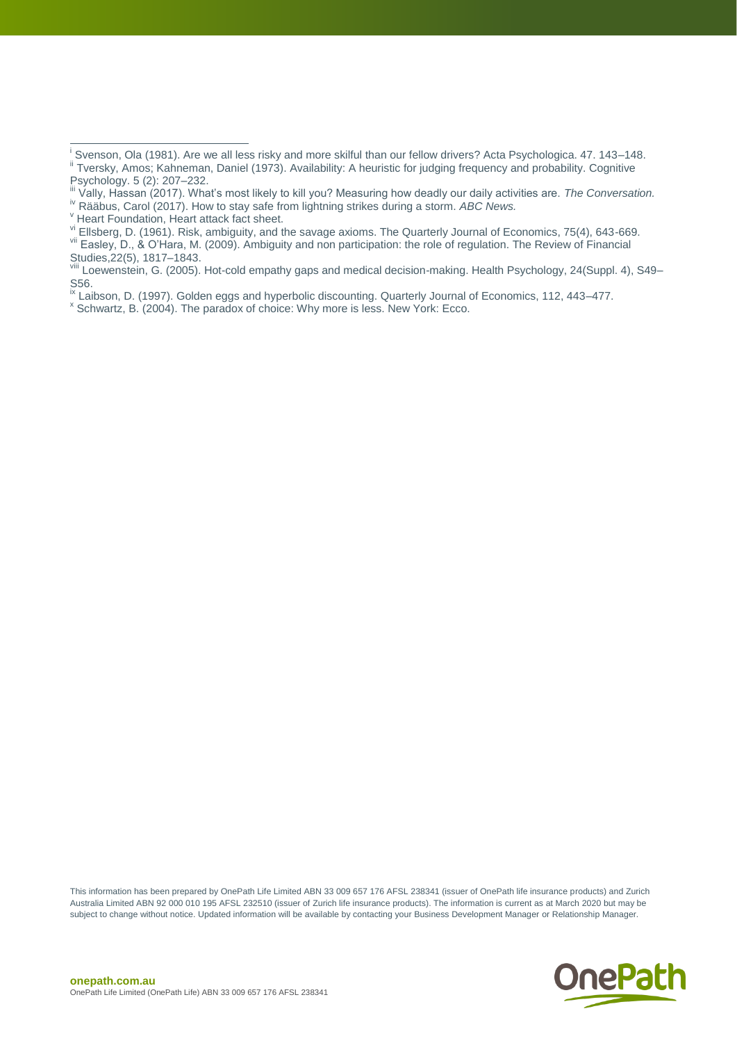[i] Svenson, Ola (1981). Are we all less risky and more skilful than our fellow drivers? Acta Psychologica. 47. 143–148.

[ii] Tversky, Amos; Kahneman, Daniel (1973). Availability: A heuristic for judging frequency and probability. Cognitive Psychology. 5 (2): 207–232.

[iii] Vally, Hassan (2017). What's most likely to kill you? Measuring how deadly our daily activities are. *The Conversation.*

[iv] Rääbus, Carol (2017). How to stay safe from lightning strikes during a storm. *ABC News.*

[v] Heart Foundation, Heart attack fact sheet.

[vi] Ellsberg, D. (1961). Risk, ambiguity, and the savage axioms. The Quarterly Journal of Economics, 75(4), 643-669.

[vii] Easley, D., & O'Hara, M. (2009). Ambiguity and non participation: the role of regulation. The Review of Financial Studies,22(5), 1817–1843.

[viii] Loewenstein, G. (2005). Hot-cold empathy gaps and medical decision-making. Health Psychology, 24(Suppl. 4), S49–S56.

[ix] Laibson, D. (1997). Golden eggs and hyperbolic discounting. Quarterly Journal of Economics, 112, 443–477.

[x] Schwartz, B. (2004). The paradox of choice: Why more is less. New York: Ecco.

This information has been prepared by OnePath Life Limited ABN 33 009 657 176 AFSL 238341 (issuer of OnePath life insurance products) and Zurich Australia Limited ABN 92 000 010 195 AFSL 232510 (issuer of Zurich life insurance products). The information is current as at March 2020 but may be subject to change without notice. Updated information will be available by contacting your Business Development Manager or Relationship Manager.

**onepath.com.au**

OnePath Life Limited (OnePath Life) ABN 33 009 657 176 AFSL 238341